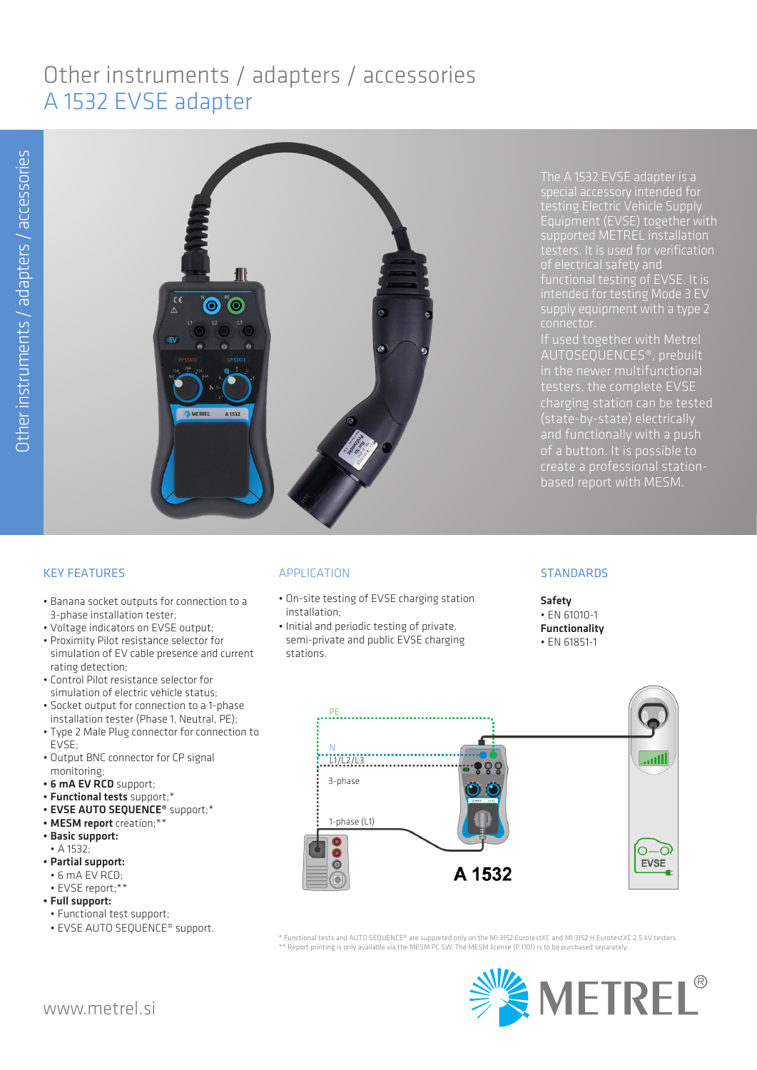# Other instruments / adapters / accessories

## A 1532 EVSE adapter

The A 1532 EVSE adapter is a special accessory intended for testing Electric Vehicle Supply Equipment (EVSE) together with supported METREL installation testers. It is used for verification of electrical safety and functional testing of EVSE. It is intended for testing Mode 3 EV supply equipment with a type 2 connector.

If used together with Metrel AUTOSEQUENCES®, prebuilt in the newer multifunctional testers, the complete EVSE charging station can be tested (state-by-state) electrically and functionally with a push of a button. It is possible to create a professional station-based report with MESM.

### KEY FEATURES

- Banana socket outputs for connection to a 3-phase installation tester;
- Voltage indicators on EVSE output;
- Proximity Pilot resistance selector for simulation of EV cable presence and current rating detection;
- Control Pilot resistance selector for simulation of electric vehicle status;
- Socket output for connection to a 1-phase installation tester (Phase 1, Neutral, PE);
- Type 2 Male Plug connector for connection to EVSE;
- Output BNC connector for CP signal monitoring;
- **6 mA EV RCD** support;
- **Functional tests** support;*
- **EVSE AUTO SEQUENCE®** support;*
- **MESM report** creation;**
- **Basic support:**
  - A 1532;
- **Partial support:**
  - 6 mA EV RCD;
  - EVSE report;**
- **Full support:**
  - Functional test support;
  - EVSE AUTO SEQUENCE® support.

### APPLICATION

- On-site testing of EVSE charging station installation;
- Initial and periodic testing of private, semi-private and public EVSE charging stations.

### STANDARDS

**Safety**
- EN 61010-1

**Functionality**
- EN 61851-1

\* Functional tests and AUTO SEQUENCE® are supported only on the MI 3152 EurotestXC and MI 3152 H EurotestXC 2.5 kV testers.
\*\* Report printing is only available via the MESM PC SW. The MESM license (P 1101) is to be purchased separately.

www.metrel.si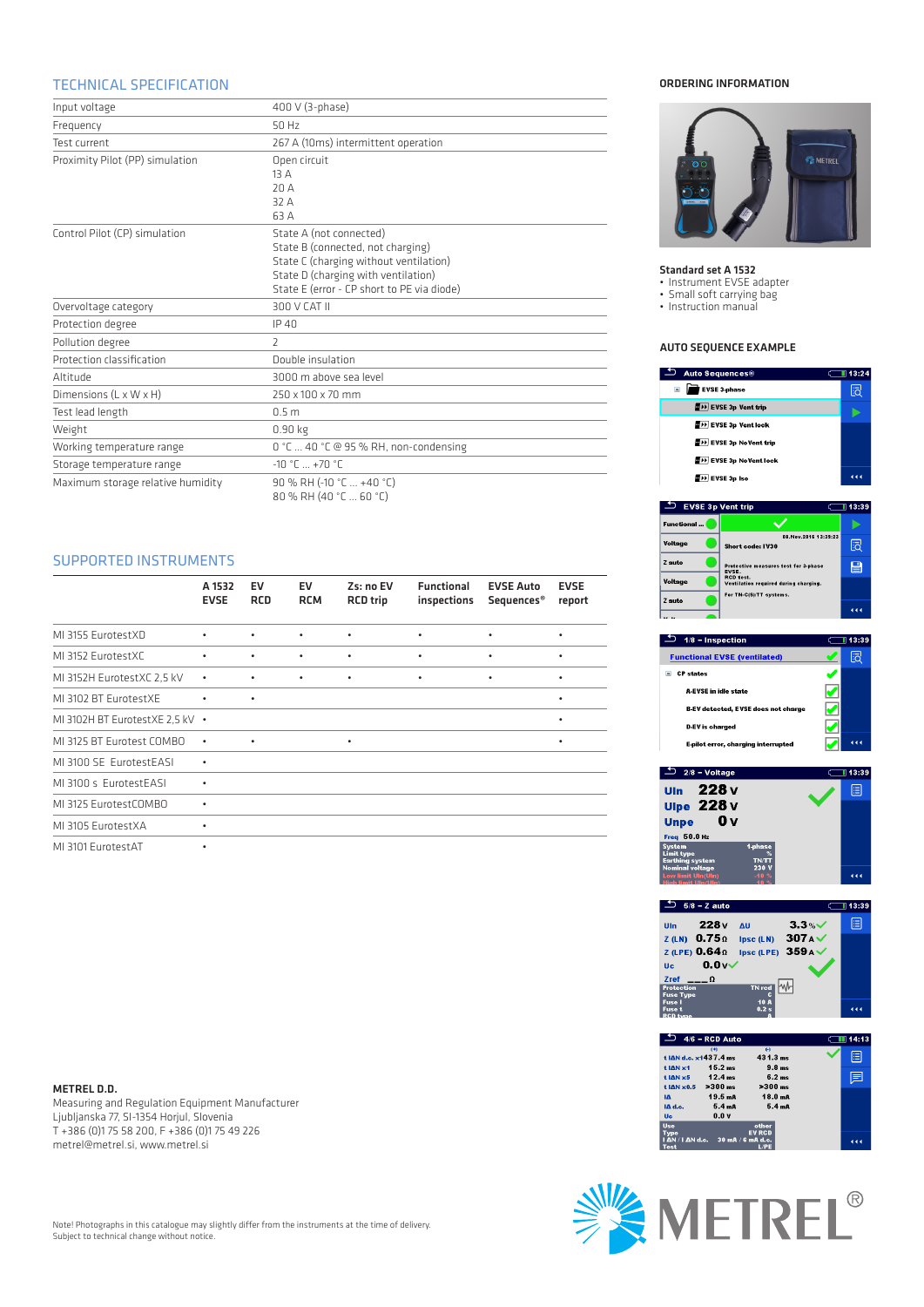## TECHNICAL SPECIFICATION

| | |
|---|---|
| Input voltage | 400 V (3-phase) |
| Frequency | 50 Hz |
| Test current | 267 A (10ms) intermittent operation |
| Proximity Pilot (PP) simulation | Open circuit<br>13 A<br>20 A<br>32 A<br>63 A |
| Control Pilot (CP) simulation | State A (not connected)<br>State B (connected, not charging)<br>State C (charging without ventilation)<br>State D (charging with ventilation)<br>State E (error - CP short to PE via diode) |
| Overvoltage category | 300 V CAT II |
| Protection degree | IP 40 |
| Pollution degree | 2 |
| Protection classification | Double insulation |
| Altitude | 3000 m above sea level |
| Dimensions (L x W x H) | 250 x 100 x 70 mm |
| Test lead length | 0.5 m |
| Weight | 0.90 kg |
| Working temperature range | 0 °C ... 40 °C @ 95 % RH, non-condensing |
| Storage temperature range | -10 °C ... +70 °C |
| Maximum storage relative humidity | 90 % RH (-10 °C ... +40 °C)<br>80 % RH (40 °C ... 60 °C) |

## SUPPORTED INSTRUMENTS

| | A 1532 EVSE | EV RCD | EV RCM | Zs: no EV RCD trip | Functional inspections | EVSE Auto Sequences® | EVSE report |
|---|---|---|---|---|---|---|---|
| MI 3155 EurotestXD | • | • | • | • | • | • | • |
| MI 3152 EurotestXC | • | • | • | • | • | • | • |
| MI 3152H EurotestXC 2,5 kV | • | • | • | • | • | • | • |
| MI 3102 BT EurotestXE | • | • | | | | | • |
| MI 3102H BT EurotestXE 2,5 kV | • | | | | | | • |
| MI 3125 BT Eurotest COMBO | • | • | | • | | | • |
| MI 3100 SE EurotestEASI | • | | | | | | |
| MI 3100 s EurotestEASI | • | | | | | | |
| MI 3125 EurotestCOMBO | • | | | | | | |
| MI 3105 EurotestXA | • | | | | | | |
| MI 3101 EurotestAT | • | | | | | | |

## ORDERING INFORMATION

**Standard set A 1532**
- Instrument EVSE adapter
- Small soft carrying bag
- Instruction manual

## AUTO SEQUENCE EXAMPLE

**METREL D.D.**
Measuring and Regulation Equipment Manufacturer
Ljubljanska 77, SI-1354 Horjul, Slovenia
T +386 (0)1 75 58 200, F +386 (0)1 75 49 226
metrel@metrel.si, www.metrel.si

Note! Photographs in this catalogue may slightly differ from the instruments at the time of delivery.
Subject to technical change without notice.